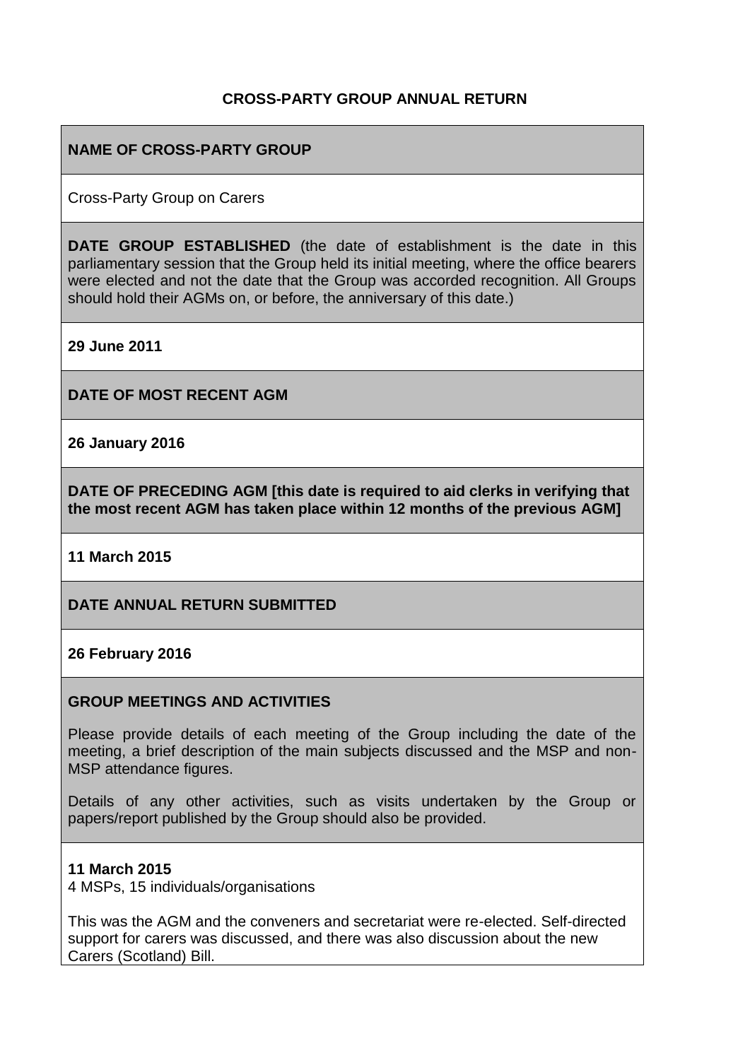# CROSS-PARTY GROUP ANNUAL RETURN

## NAME OF CROSS-PARTY GROUP

Cross-Party Group on Carers

**DATE GROUP ESTABLISHED** (the date of establishment is the date in this parliamentary session that the Group held its initial meeting, where the office bearers were elected and not the date that the Group was accorded recognition. All Groups should hold their AGMs on, or before, the anniversary of this date.)

**29 June 2011**

## DATE OF MOST RECENT AGM

**26 January 2016**

## DATE OF PRECEDING AGM [this date is required to aid clerks in verifying that the most recent AGM has taken place within 12 months of the previous AGM]

**11 March 2015**

## DATE ANNUAL RETURN SUBMITTED

**26 February 2016**

## GROUP MEETINGS AND ACTIVITIES

Please provide details of each meeting of the Group including the date of the meeting, a brief description of the main subjects discussed and the MSP and non-MSP attendance figures.

Details of any other activities, such as visits undertaken by the Group or papers/report published by the Group should also be provided.

**11 March 2015**
4 MSPs, 15 individuals/organisations

This was the AGM and the conveners and secretariat were re-elected. Self-directed support for carers was discussed, and there was also discussion about the new Carers (Scotland) Bill.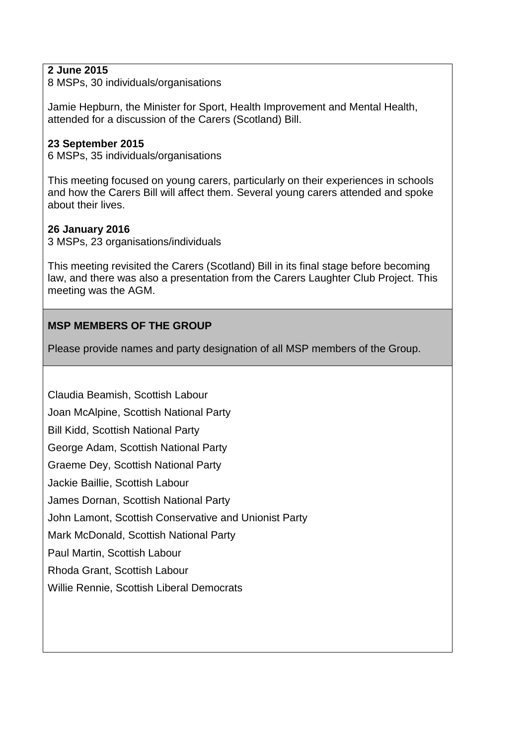**2 June 2015**
8 MSPs, 30 individuals/organisations

Jamie Hepburn, the Minister for Sport, Health Improvement and Mental Health, attended for a discussion of the Carers (Scotland) Bill.

**23 September 2015**
6 MSPs, 35 individuals/organisations

This meeting focused on young carers, particularly on their experiences in schools and how the Carers Bill will affect them. Several young carers attended and spoke about their lives.

**26 January 2016**
3 MSPs, 23 organisations/individuals

This meeting revisited the Carers (Scotland) Bill in its final stage before becoming law, and there was also a presentation from the Carers Laughter Club Project. This meeting was the AGM.

**MSP MEMBERS OF THE GROUP**

Please provide names and party designation of all MSP members of the Group.

Claudia Beamish, Scottish Labour

Joan McAlpine, Scottish National Party

Bill Kidd, Scottish National Party

George Adam, Scottish National Party

Graeme Dey, Scottish National Party

Jackie Baillie, Scottish Labour

James Dornan, Scottish National Party

John Lamont, Scottish Conservative and Unionist Party

Mark McDonald, Scottish National Party

Paul Martin, Scottish Labour

Rhoda Grant, Scottish Labour

Willie Rennie, Scottish Liberal Democrats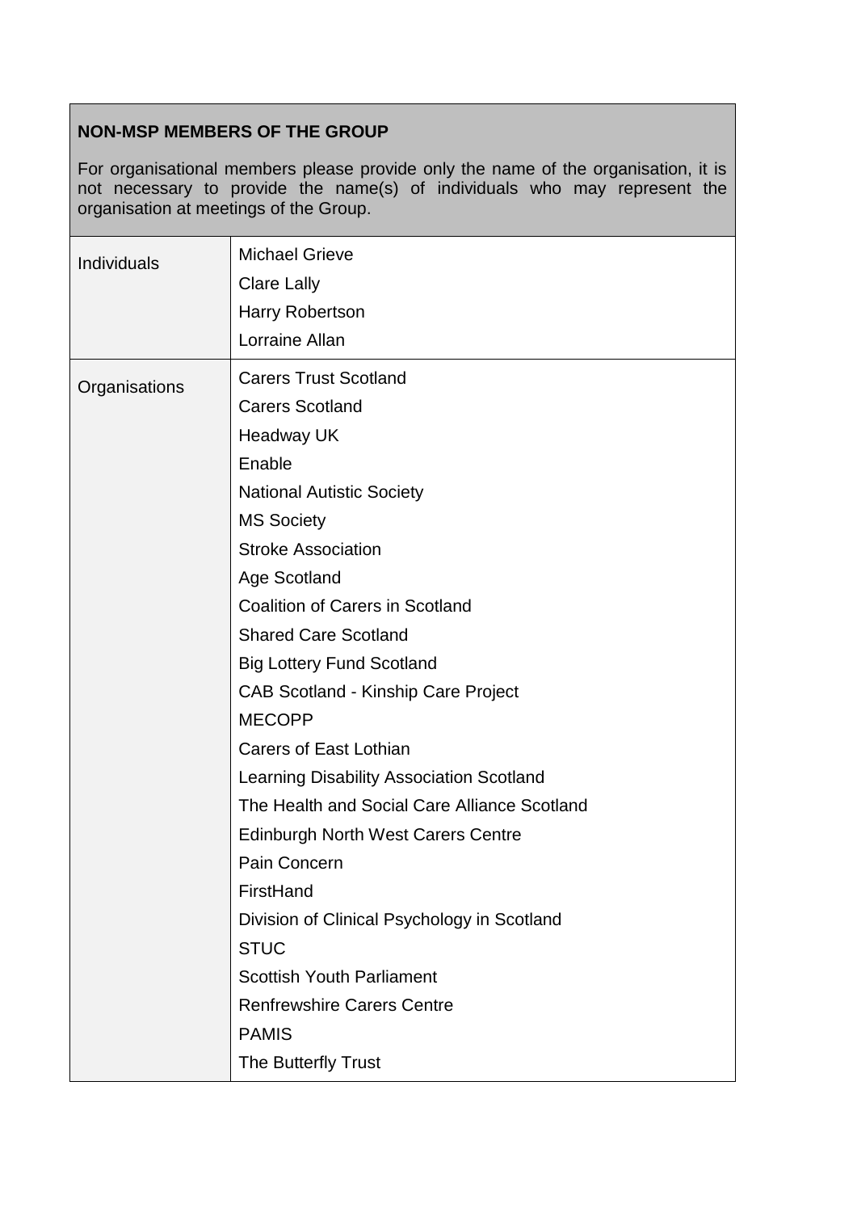| **NON-MSP MEMBERS OF THE GROUP**<br><br>For organisational members please provide only the name of the organisation, it is not necessary to provide the name(s) of individuals who may represent the organisation at meetings of the Group. | |
|---|---|
| Individuals | Michael Grieve<br>Clare Lally<br>Harry Robertson<br>Lorraine Allan |
| Organisations | Carers Trust Scotland<br>Carers Scotland<br>Headway UK<br>Enable<br>National Autistic Society<br>MS Society<br>Stroke Association<br>Age Scotland<br>Coalition of Carers in Scotland<br>Shared Care Scotland<br>Big Lottery Fund Scotland<br>CAB Scotland - Kinship Care Project<br>MECOPP<br>Carers of East Lothian<br>Learning Disability Association Scotland<br>The Health and Social Care Alliance Scotland<br>Edinburgh North West Carers Centre<br>Pain Concern<br>FirstHand<br>Division of Clinical Psychology in Scotland<br>STUC<br>Scottish Youth Parliament<br>Renfrewshire Carers Centre<br>PAMIS<br>The Butterfly Trust |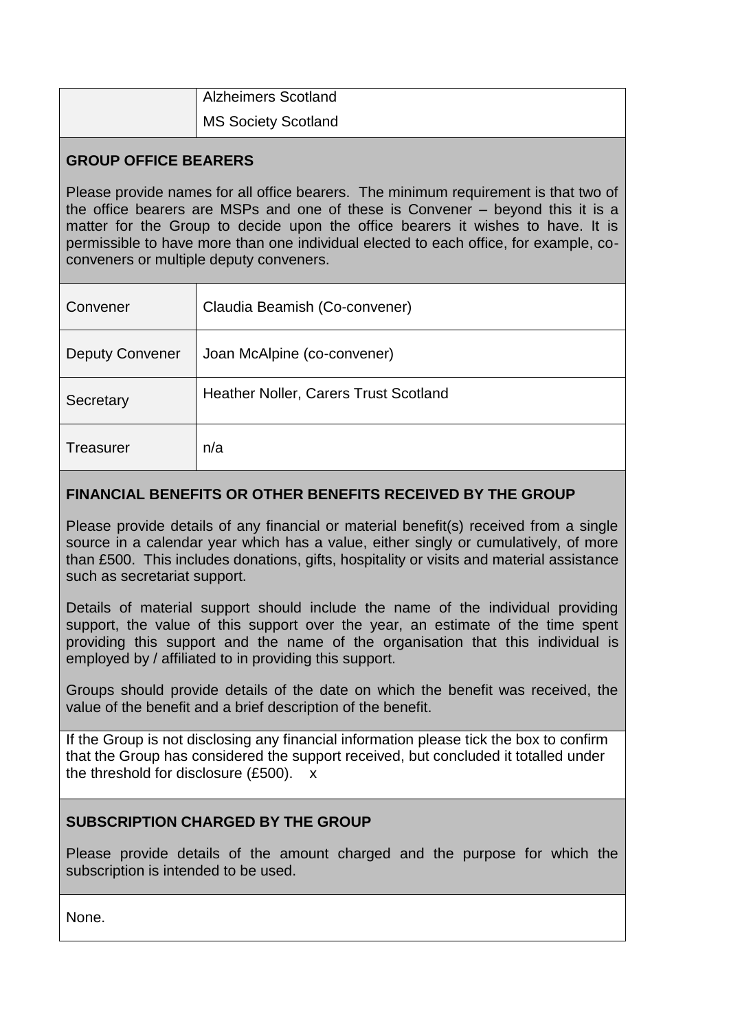| | |
|---|---|
| | Alzheimers Scotland |
| | MS Society Scotland |

**GROUP OFFICE BEARERS**

Please provide names for all office bearers. The minimum requirement is that two of the office bearers are MSPs and one of these is Convener – beyond this it is a matter for the Group to decide upon the office bearers it wishes to have. It is permissible to have more than one individual elected to each office, for example, co-conveners or multiple deputy conveners.

| | |
|---|---|
| Convener | Claudia Beamish (Co-convener) |
| Deputy Convener | Joan McAlpine (co-convener) |
| Secretary | Heather Noller, Carers Trust Scotland |
| Treasurer | n/a |

**FINANCIAL BENEFITS OR OTHER BENEFITS RECEIVED BY THE GROUP**

Please provide details of any financial or material benefit(s) received from a single source in a calendar year which has a value, either singly or cumulatively, of more than £500. This includes donations, gifts, hospitality or visits and material assistance such as secretariat support.

Details of material support should include the name of the individual providing support, the value of this support over the year, an estimate of the time spent providing this support and the name of the organisation that this individual is employed by / affiliated to in providing this support.

Groups should provide details of the date on which the benefit was received, the value of the benefit and a brief description of the benefit.

If the Group is not disclosing any financial information please tick the box to confirm that the Group has considered the support received, but concluded it totalled under the threshold for disclosure (£500). x

**SUBSCRIPTION CHARGED BY THE GROUP**

Please provide details of the amount charged and the purpose for which the subscription is intended to be used.

None.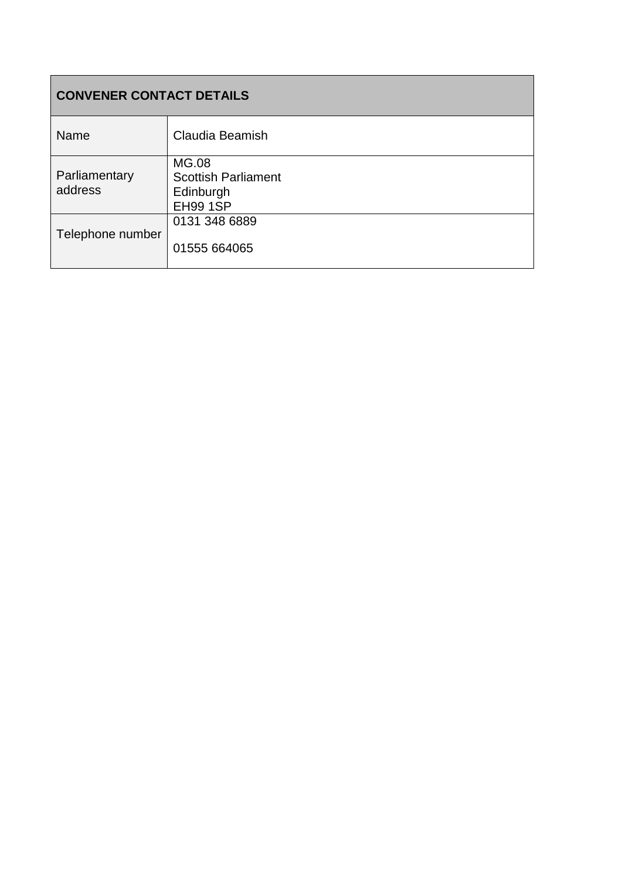| CONVENER CONTACT DETAILS | |
|---|---|
| Name | Claudia Beamish |
| Parliamentary address | MG.08<br>Scottish Parliament<br>Edinburgh<br>EH99 1SP |
| Telephone number | 0131 348 6889<br><br>01555 664065 |